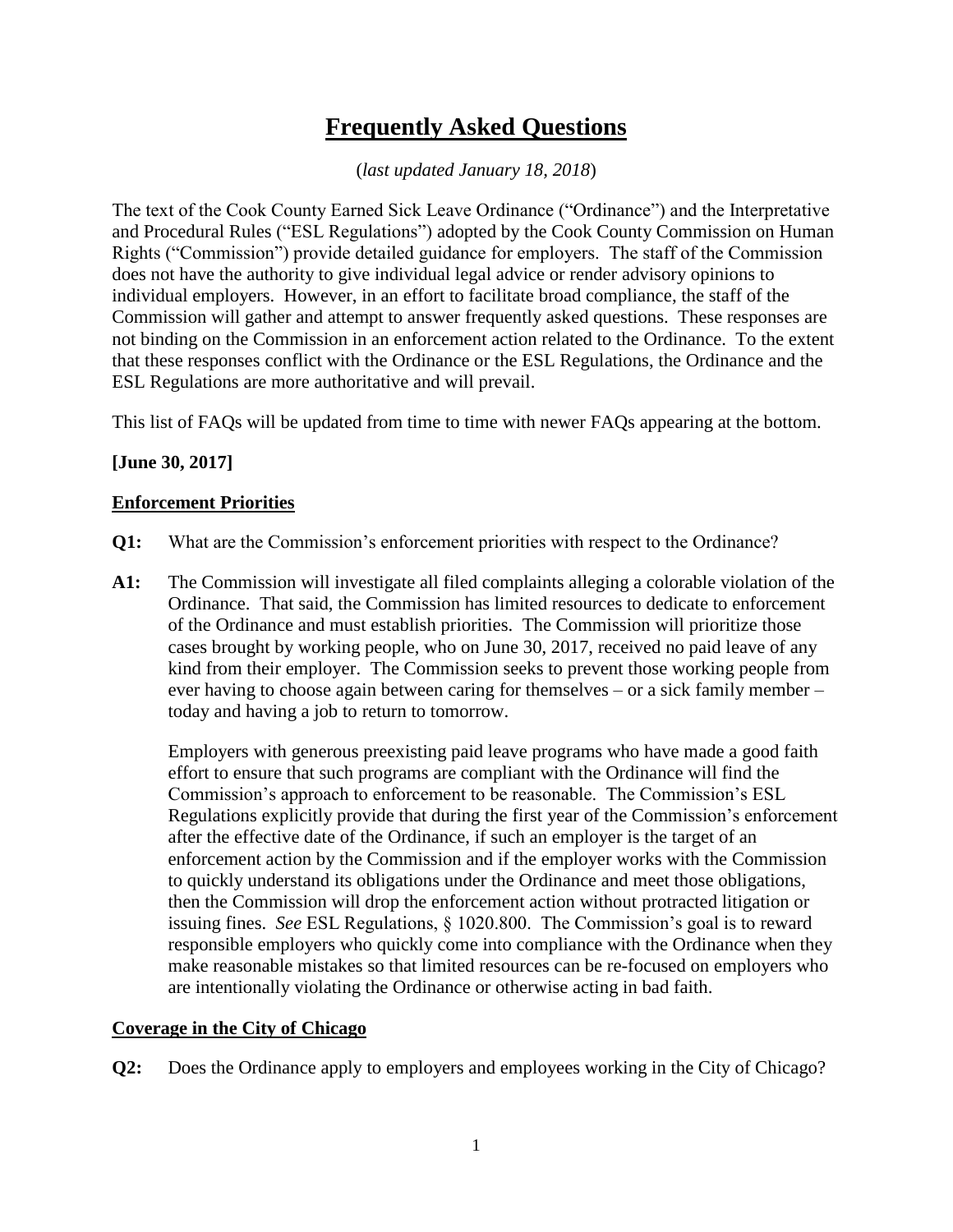# Frequently Asked Questions

(*last updated January 18, 2018*)

The text of the Cook County Earned Sick Leave Ordinance ("Ordinance") and the Interpretative and Procedural Rules ("ESL Regulations") adopted by the Cook County Commission on Human Rights ("Commission") provide detailed guidance for employers. The staff of the Commission does not have the authority to give individual legal advice or render advisory opinions to individual employers. However, in an effort to facilitate broad compliance, the staff of the Commission will gather and attempt to answer frequently asked questions. These responses are not binding on the Commission in an enforcement action related to the Ordinance. To the extent that these responses conflict with the Ordinance or the ESL Regulations, the Ordinance and the ESL Regulations are more authoritative and will prevail.

This list of FAQs will be updated from time to time with newer FAQs appearing at the bottom.

**[June 30, 2017]**

**Enforcement Priorities**

**Q1:** What are the Commission's enforcement priorities with respect to the Ordinance?

**A1:** The Commission will investigate all filed complaints alleging a colorable violation of the Ordinance. That said, the Commission has limited resources to dedicate to enforcement of the Ordinance and must establish priorities. The Commission will prioritize those cases brought by working people, who on June 30, 2017, received no paid leave of any kind from their employer. The Commission seeks to prevent those working people from ever having to choose again between caring for themselves – or a sick family member – today and having a job to return to tomorrow.

Employers with generous preexisting paid leave programs who have made a good faith effort to ensure that such programs are compliant with the Ordinance will find the Commission's approach to enforcement to be reasonable. The Commission's ESL Regulations explicitly provide that during the first year of the Commission's enforcement after the effective date of the Ordinance, if such an employer is the target of an enforcement action by the Commission and if the employer works with the Commission to quickly understand its obligations under the Ordinance and meet those obligations, then the Commission will drop the enforcement action without protracted litigation or issuing fines. *See* ESL Regulations, § 1020.800. The Commission's goal is to reward responsible employers who quickly come into compliance with the Ordinance when they make reasonable mistakes so that limited resources can be re-focused on employers who are intentionally violating the Ordinance or otherwise acting in bad faith.

**Coverage in the City of Chicago**

**Q2:** Does the Ordinance apply to employers and employees working in the City of Chicago?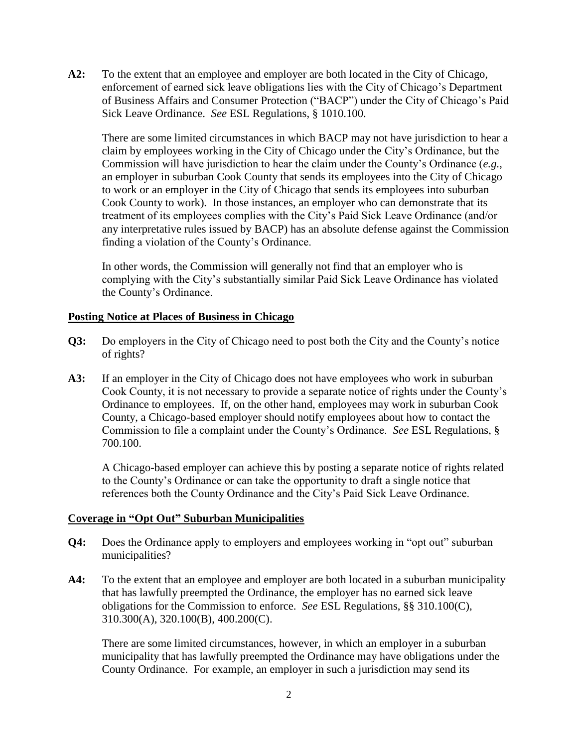**A2:** To the extent that an employee and employer are both located in the City of Chicago, enforcement of earned sick leave obligations lies with the City of Chicago's Department of Business Affairs and Consumer Protection ("BACP") under the City of Chicago's Paid Sick Leave Ordinance. *See* ESL Regulations, § 1010.100.

There are some limited circumstances in which BACP may not have jurisdiction to hear a claim by employees working in the City of Chicago under the City's Ordinance, but the Commission will have jurisdiction to hear the claim under the County's Ordinance (*e.g.*, an employer in suburban Cook County that sends its employees into the City of Chicago to work or an employer in the City of Chicago that sends its employees into suburban Cook County to work). In those instances, an employer who can demonstrate that its treatment of its employees complies with the City's Paid Sick Leave Ordinance (and/or any interpretative rules issued by BACP) has an absolute defense against the Commission finding a violation of the County's Ordinance.

In other words, the Commission will generally not find that an employer who is complying with the City's substantially similar Paid Sick Leave Ordinance has violated the County's Ordinance.

**Posting Notice at Places of Business in Chicago**

**Q3:** Do employers in the City of Chicago need to post both the City and the County's notice of rights?

**A3:** If an employer in the City of Chicago does not have employees who work in suburban Cook County, it is not necessary to provide a separate notice of rights under the County's Ordinance to employees. If, on the other hand, employees may work in suburban Cook County, a Chicago-based employer should notify employees about how to contact the Commission to file a complaint under the County's Ordinance. *See* ESL Regulations, § 700.100.

A Chicago-based employer can achieve this by posting a separate notice of rights related to the County's Ordinance or can take the opportunity to draft a single notice that references both the County Ordinance and the City's Paid Sick Leave Ordinance.

**Coverage in "Opt Out" Suburban Municipalities**

**Q4:** Does the Ordinance apply to employers and employees working in "opt out" suburban municipalities?

**A4:** To the extent that an employee and employer are both located in a suburban municipality that has lawfully preempted the Ordinance, the employer has no earned sick leave obligations for the Commission to enforce. *See* ESL Regulations, §§ 310.100(C), 310.300(A), 320.100(B), 400.200(C).

There are some limited circumstances, however, in which an employer in a suburban municipality that has lawfully preempted the Ordinance may have obligations under the County Ordinance. For example, an employer in such a jurisdiction may send its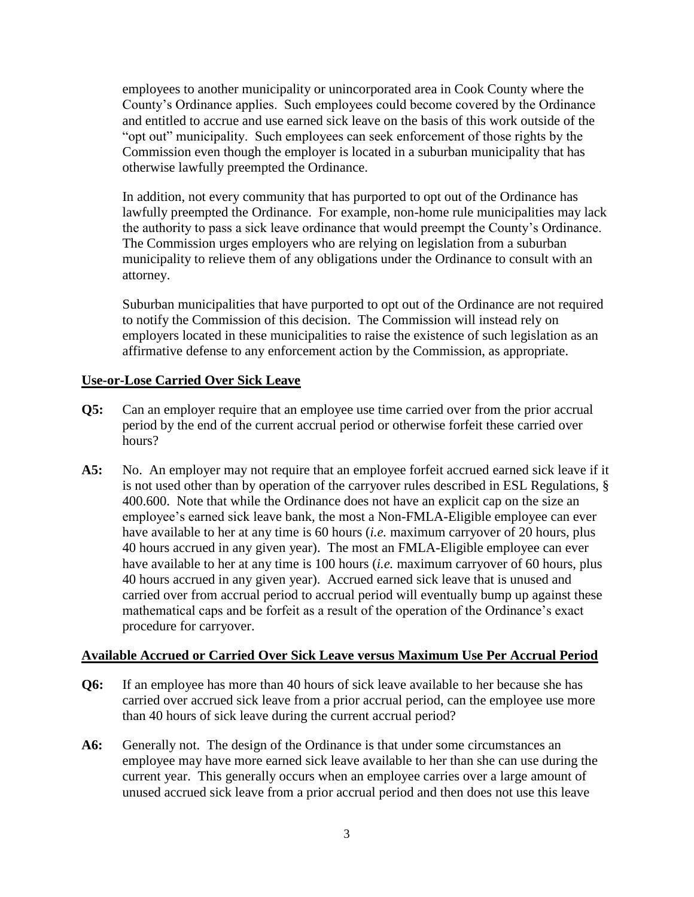employees to another municipality or unincorporated area in Cook County where the County's Ordinance applies. Such employees could become covered by the Ordinance and entitled to accrue and use earned sick leave on the basis of this work outside of the "opt out" municipality. Such employees can seek enforcement of those rights by the Commission even though the employer is located in a suburban municipality that has otherwise lawfully preempted the Ordinance.

In addition, not every community that has purported to opt out of the Ordinance has lawfully preempted the Ordinance. For example, non-home rule municipalities may lack the authority to pass a sick leave ordinance that would preempt the County's Ordinance. The Commission urges employers who are relying on legislation from a suburban municipality to relieve them of any obligations under the Ordinance to consult with an attorney.

Suburban municipalities that have purported to opt out of the Ordinance are not required to notify the Commission of this decision. The Commission will instead rely on employers located in these municipalities to raise the existence of such legislation as an affirmative defense to any enforcement action by the Commission, as appropriate.

**Use-or-Lose Carried Over Sick Leave**

**Q5:** Can an employer require that an employee use time carried over from the prior accrual period by the end of the current accrual period or otherwise forfeit these carried over hours?

**A5:** No. An employer may not require that an employee forfeit accrued earned sick leave if it is not used other than by operation of the carryover rules described in ESL Regulations, § 400.600. Note that while the Ordinance does not have an explicit cap on the size an employee's earned sick leave bank, the most a Non-FMLA-Eligible employee can ever have available to her at any time is 60 hours (*i.e.* maximum carryover of 20 hours, plus 40 hours accrued in any given year). The most an FMLA-Eligible employee can ever have available to her at any time is 100 hours (*i.e.* maximum carryover of 60 hours, plus 40 hours accrued in any given year). Accrued earned sick leave that is unused and carried over from accrual period to accrual period will eventually bump up against these mathematical caps and be forfeit as a result of the operation of the Ordinance's exact procedure for carryover.

**Available Accrued or Carried Over Sick Leave versus Maximum Use Per Accrual Period**

**Q6:** If an employee has more than 40 hours of sick leave available to her because she has carried over accrued sick leave from a prior accrual period, can the employee use more than 40 hours of sick leave during the current accrual period?

**A6:** Generally not. The design of the Ordinance is that under some circumstances an employee may have more earned sick leave available to her than she can use during the current year. This generally occurs when an employee carries over a large amount of unused accrued sick leave from a prior accrual period and then does not use this leave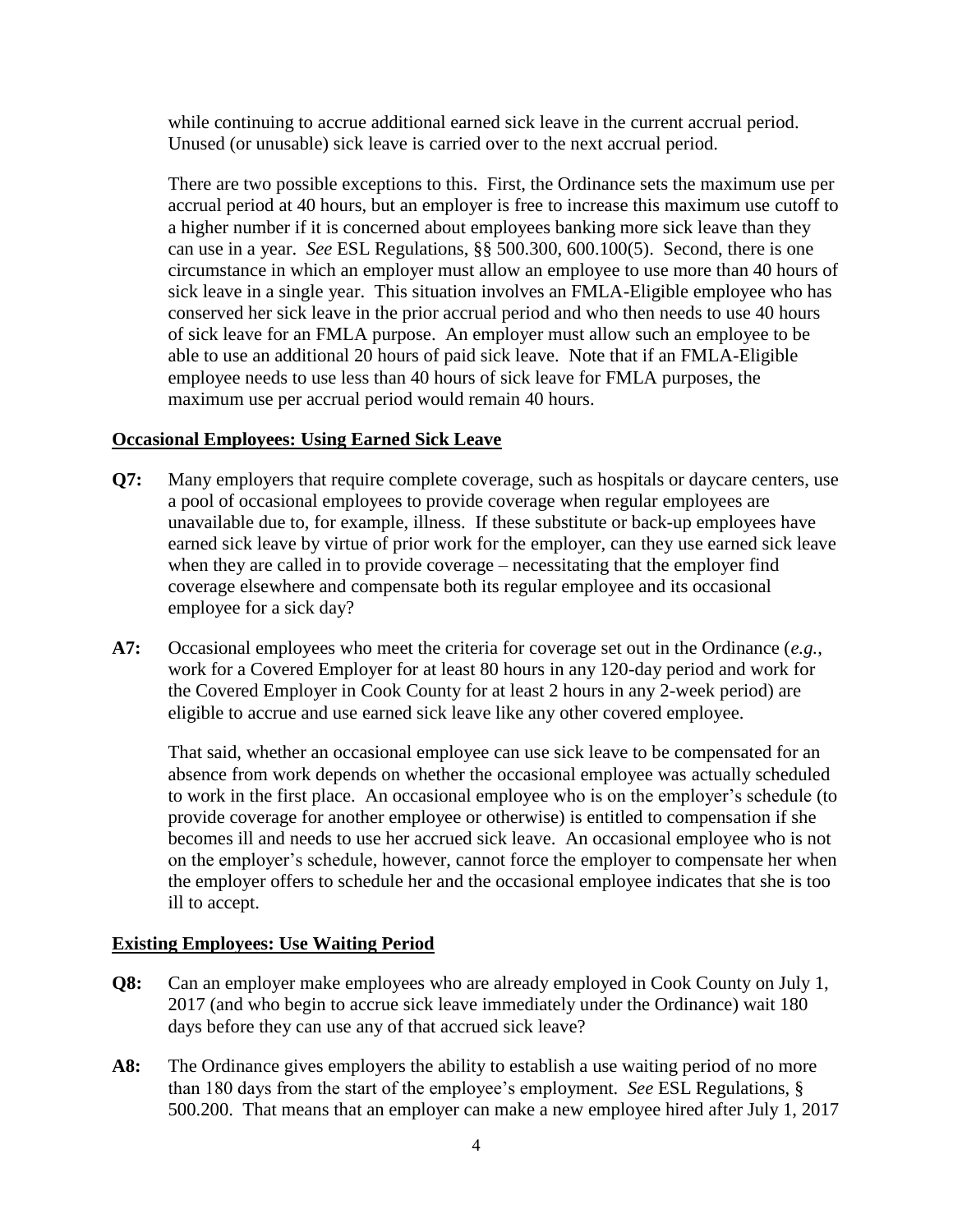while continuing to accrue additional earned sick leave in the current accrual period. Unused (or unusable) sick leave is carried over to the next accrual period.

There are two possible exceptions to this. First, the Ordinance sets the maximum use per accrual period at 40 hours, but an employer is free to increase this maximum use cutoff to a higher number if it is concerned about employees banking more sick leave than they can use in a year. *See* ESL Regulations, §§ 500.300, 600.100(5). Second, there is one circumstance in which an employer must allow an employee to use more than 40 hours of sick leave in a single year. This situation involves an FMLA-Eligible employee who has conserved her sick leave in the prior accrual period and who then needs to use 40 hours of sick leave for an FMLA purpose. An employer must allow such an employee to be able to use an additional 20 hours of paid sick leave. Note that if an FMLA-Eligible employee needs to use less than 40 hours of sick leave for FMLA purposes, the maximum use per accrual period would remain 40 hours.

**Occasional Employees: Using Earned Sick Leave**

**Q7:** Many employers that require complete coverage, such as hospitals or daycare centers, use a pool of occasional employees to provide coverage when regular employees are unavailable due to, for example, illness. If these substitute or back-up employees have earned sick leave by virtue of prior work for the employer, can they use earned sick leave when they are called in to provide coverage – necessitating that the employer find coverage elsewhere and compensate both its regular employee and its occasional employee for a sick day?

**A7:** Occasional employees who meet the criteria for coverage set out in the Ordinance (*e.g.*, work for a Covered Employer for at least 80 hours in any 120-day period and work for the Covered Employer in Cook County for at least 2 hours in any 2-week period) are eligible to accrue and use earned sick leave like any other covered employee.

That said, whether an occasional employee can use sick leave to be compensated for an absence from work depends on whether the occasional employee was actually scheduled to work in the first place. An occasional employee who is on the employer's schedule (to provide coverage for another employee or otherwise) is entitled to compensation if she becomes ill and needs to use her accrued sick leave. An occasional employee who is not on the employer's schedule, however, cannot force the employer to compensate her when the employer offers to schedule her and the occasional employee indicates that she is too ill to accept.

**Existing Employees: Use Waiting Period**

**Q8:** Can an employer make employees who are already employed in Cook County on July 1, 2017 (and who begin to accrue sick leave immediately under the Ordinance) wait 180 days before they can use any of that accrued sick leave?

**A8:** The Ordinance gives employers the ability to establish a use waiting period of no more than 180 days from the start of the employee's employment. *See* ESL Regulations, § 500.200. That means that an employer can make a new employee hired after July 1, 2017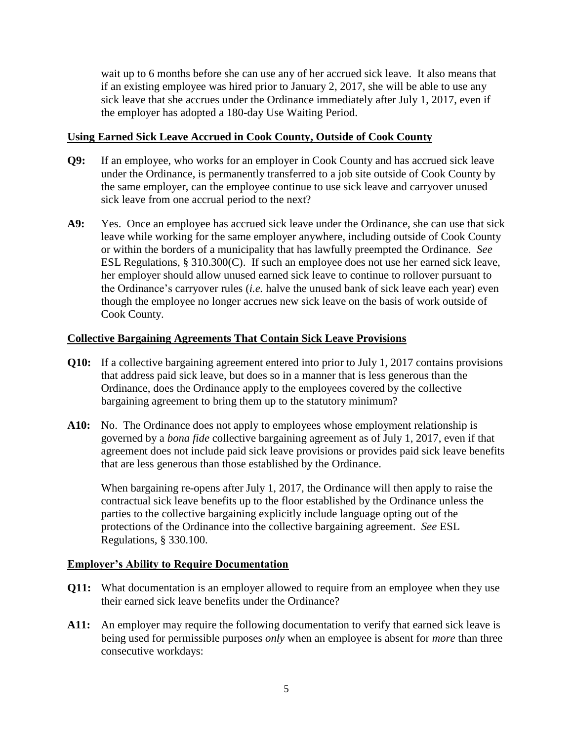wait up to 6 months before she can use any of her accrued sick leave. It also means that if an existing employee was hired prior to January 2, 2017, she will be able to use any sick leave that she accrues under the Ordinance immediately after July 1, 2017, even if the employer has adopted a 180-day Use Waiting Period.

## Using Earned Sick Leave Accrued in Cook County, Outside of Cook County

**Q9:** If an employee, who works for an employer in Cook County and has accrued sick leave under the Ordinance, is permanently transferred to a job site outside of Cook County by the same employer, can the employee continue to use sick leave and carryover unused sick leave from one accrual period to the next?

**A9:** Yes. Once an employee has accrued sick leave under the Ordinance, she can use that sick leave while working for the same employer anywhere, including outside of Cook County or within the borders of a municipality that has lawfully preempted the Ordinance. *See* ESL Regulations, § 310.300(C). If such an employee does not use her earned sick leave, her employer should allow unused earned sick leave to continue to rollover pursuant to the Ordinance's carryover rules (*i.e.* halve the unused bank of sick leave each year) even though the employee no longer accrues new sick leave on the basis of work outside of Cook County.

## Collective Bargaining Agreements That Contain Sick Leave Provisions

**Q10:** If a collective bargaining agreement entered into prior to July 1, 2017 contains provisions that address paid sick leave, but does so in a manner that is less generous than the Ordinance, does the Ordinance apply to the employees covered by the collective bargaining agreement to bring them up to the statutory minimum?

**A10:** No. The Ordinance does not apply to employees whose employment relationship is governed by a *bona fide* collective bargaining agreement as of July 1, 2017, even if that agreement does not include paid sick leave provisions or provides paid sick leave benefits that are less generous than those established by the Ordinance.

When bargaining re-opens after July 1, 2017, the Ordinance will then apply to raise the contractual sick leave benefits up to the floor established by the Ordinance unless the parties to the collective bargaining explicitly include language opting out of the protections of the Ordinance into the collective bargaining agreement. *See* ESL Regulations, § 330.100.

## Employer's Ability to Require Documentation

**Q11:** What documentation is an employer allowed to require from an employee when they use their earned sick leave benefits under the Ordinance?

**A11:** An employer may require the following documentation to verify that earned sick leave is being used for permissible purposes *only* when an employee is absent for *more* than three consecutive workdays: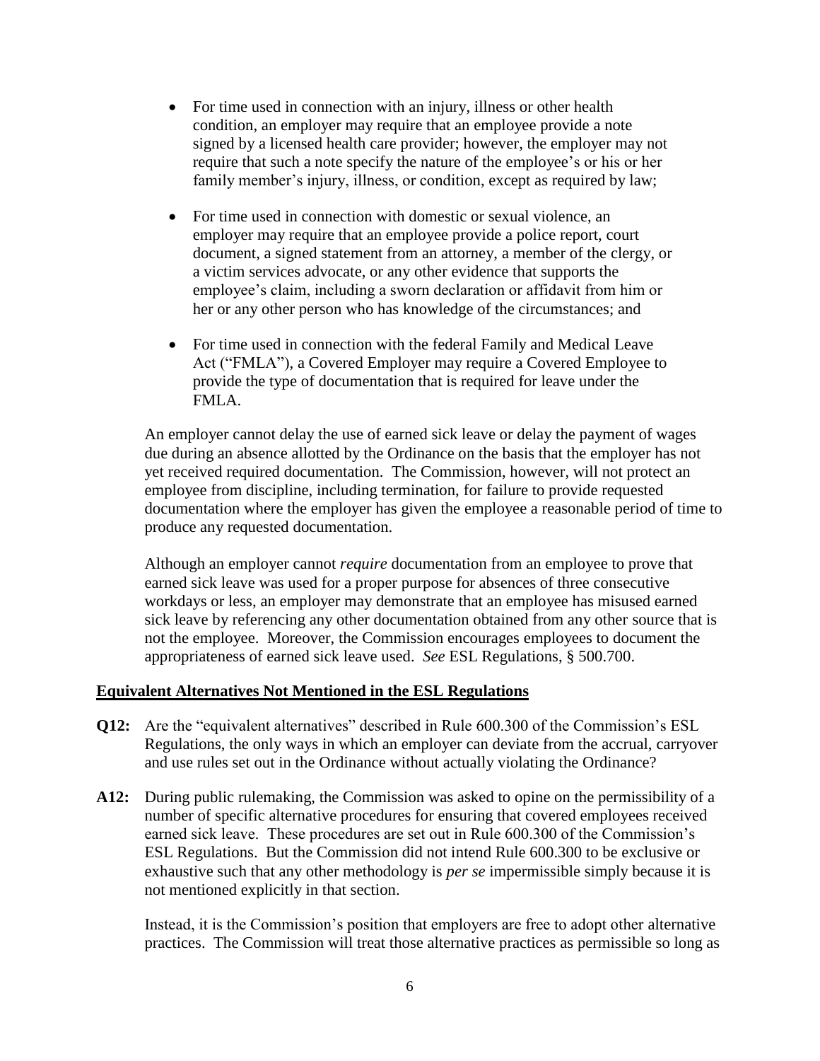- For time used in connection with an injury, illness or other health condition, an employer may require that an employee provide a note signed by a licensed health care provider; however, the employer may not require that such a note specify the nature of the employee's or his or her family member's injury, illness, or condition, except as required by law;

- For time used in connection with domestic or sexual violence, an employer may require that an employee provide a police report, court document, a signed statement from an attorney, a member of the clergy, or a victim services advocate, or any other evidence that supports the employee's claim, including a sworn declaration or affidavit from him or her or any other person who has knowledge of the circumstances; and

- For time used in connection with the federal Family and Medical Leave Act ("FMLA"), a Covered Employer may require a Covered Employee to provide the type of documentation that is required for leave under the FMLA.

An employer cannot delay the use of earned sick leave or delay the payment of wages due during an absence allotted by the Ordinance on the basis that the employer has not yet received required documentation. The Commission, however, will not protect an employee from discipline, including termination, for failure to provide requested documentation where the employer has given the employee a reasonable period of time to produce any requested documentation.

Although an employer cannot *require* documentation from an employee to prove that earned sick leave was used for a proper purpose for absences of three consecutive workdays or less, an employer may demonstrate that an employee has misused earned sick leave by referencing any other documentation obtained from any other source that is not the employee. Moreover, the Commission encourages employees to document the appropriateness of earned sick leave used. *See* ESL Regulations, § 500.700.

**Equivalent Alternatives Not Mentioned in the ESL Regulations**

**Q12:** Are the "equivalent alternatives" described in Rule 600.300 of the Commission's ESL Regulations, the only ways in which an employer can deviate from the accrual, carryover and use rules set out in the Ordinance without actually violating the Ordinance?

**A12:** During public rulemaking, the Commission was asked to opine on the permissibility of a number of specific alternative procedures for ensuring that covered employees received earned sick leave. These procedures are set out in Rule 600.300 of the Commission's ESL Regulations. But the Commission did not intend Rule 600.300 to be exclusive or exhaustive such that any other methodology is *per se* impermissible simply because it is not mentioned explicitly in that section.

Instead, it is the Commission's position that employers are free to adopt other alternative practices. The Commission will treat those alternative practices as permissible so long as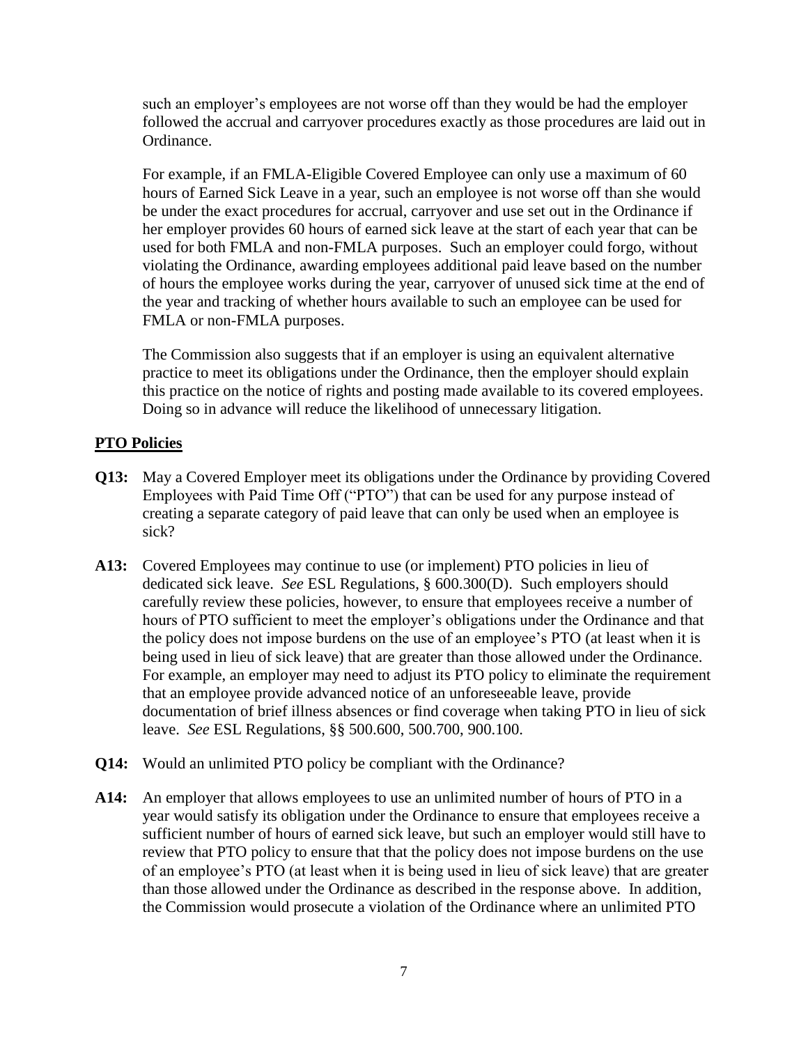such an employer's employees are not worse off than they would be had the employer followed the accrual and carryover procedures exactly as those procedures are laid out in Ordinance.

For example, if an FMLA-Eligible Covered Employee can only use a maximum of 60 hours of Earned Sick Leave in a year, such an employee is not worse off than she would be under the exact procedures for accrual, carryover and use set out in the Ordinance if her employer provides 60 hours of earned sick leave at the start of each year that can be used for both FMLA and non-FMLA purposes. Such an employer could forgo, without violating the Ordinance, awarding employees additional paid leave based on the number of hours the employee works during the year, carryover of unused sick time at the end of the year and tracking of whether hours available to such an employee can be used for FMLA or non-FMLA purposes.

The Commission also suggests that if an employer is using an equivalent alternative practice to meet its obligations under the Ordinance, then the employer should explain this practice on the notice of rights and posting made available to its covered employees. Doing so in advance will reduce the likelihood of unnecessary litigation.

## PTO Policies

**Q13:** May a Covered Employer meet its obligations under the Ordinance by providing Covered Employees with Paid Time Off ("PTO") that can be used for any purpose instead of creating a separate category of paid leave that can only be used when an employee is sick?

**A13:** Covered Employees may continue to use (or implement) PTO policies in lieu of dedicated sick leave. *See* ESL Regulations, § 600.300(D). Such employers should carefully review these policies, however, to ensure that employees receive a number of hours of PTO sufficient to meet the employer's obligations under the Ordinance and that the policy does not impose burdens on the use of an employee's PTO (at least when it is being used in lieu of sick leave) that are greater than those allowed under the Ordinance. For example, an employer may need to adjust its PTO policy to eliminate the requirement that an employee provide advanced notice of an unforeseeable leave, provide documentation of brief illness absences or find coverage when taking PTO in lieu of sick leave. *See* ESL Regulations, §§ 500.600, 500.700, 900.100.

**Q14:** Would an unlimited PTO policy be compliant with the Ordinance?

**A14:** An employer that allows employees to use an unlimited number of hours of PTO in a year would satisfy its obligation under the Ordinance to ensure that employees receive a sufficient number of hours of earned sick leave, but such an employer would still have to review that PTO policy to ensure that that the policy does not impose burdens on the use of an employee's PTO (at least when it is being used in lieu of sick leave) that are greater than those allowed under the Ordinance as described in the response above. In addition, the Commission would prosecute a violation of the Ordinance where an unlimited PTO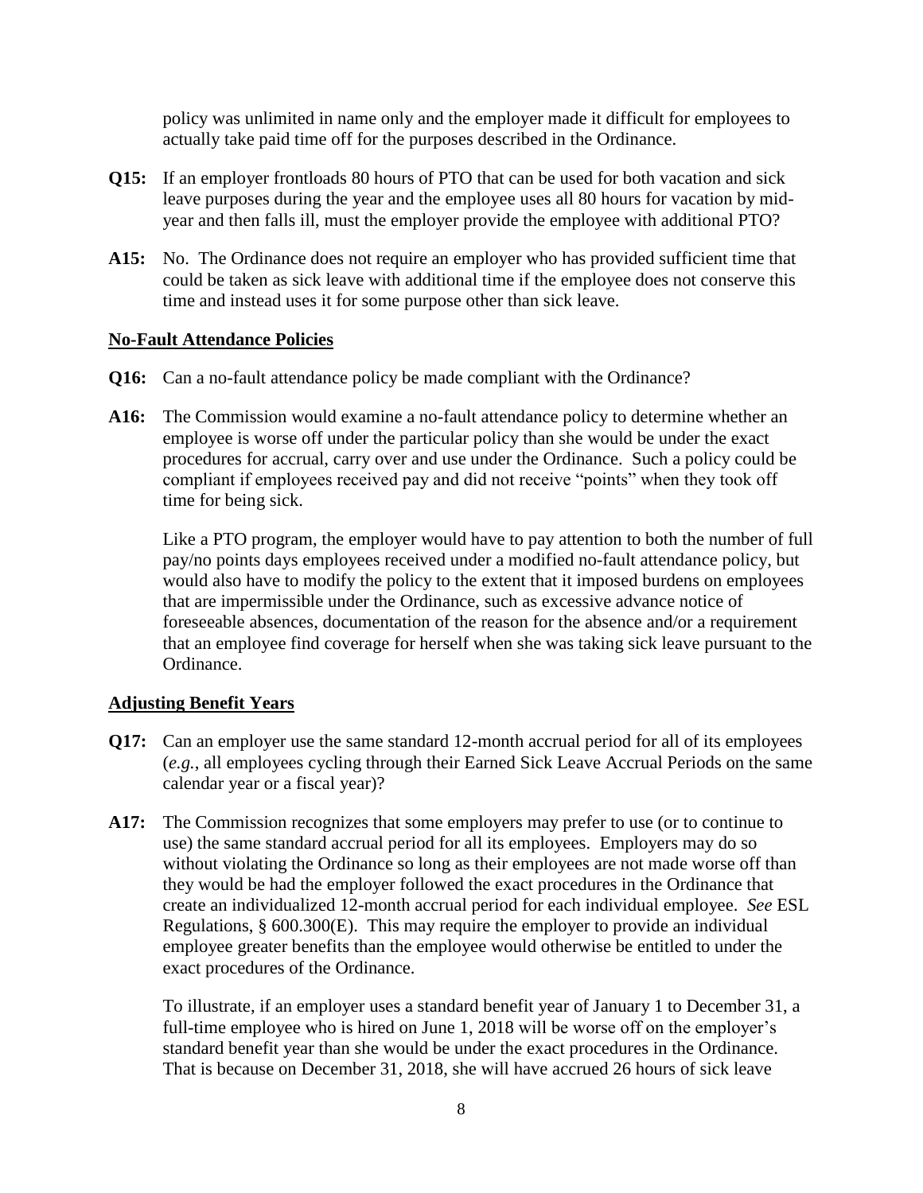policy was unlimited in name only and the employer made it difficult for employees to actually take paid time off for the purposes described in the Ordinance.

**Q15:** If an employer frontloads 80 hours of PTO that can be used for both vacation and sick leave purposes during the year and the employee uses all 80 hours for vacation by mid-year and then falls ill, must the employer provide the employee with additional PTO?

**A15:** No. The Ordinance does not require an employer who has provided sufficient time that could be taken as sick leave with additional time if the employee does not conserve this time and instead uses it for some purpose other than sick leave.

**No-Fault Attendance Policies**

**Q16:** Can a no-fault attendance policy be made compliant with the Ordinance?

**A16:** The Commission would examine a no-fault attendance policy to determine whether an employee is worse off under the particular policy than she would be under the exact procedures for accrual, carry over and use under the Ordinance. Such a policy could be compliant if employees received pay and did not receive "points" when they took off time for being sick.

Like a PTO program, the employer would have to pay attention to both the number of full pay/no points days employees received under a modified no-fault attendance policy, but would also have to modify the policy to the extent that it imposed burdens on employees that are impermissible under the Ordinance, such as excessive advance notice of foreseeable absences, documentation of the reason for the absence and/or a requirement that an employee find coverage for herself when she was taking sick leave pursuant to the Ordinance.

**Adjusting Benefit Years**

**Q17:** Can an employer use the same standard 12-month accrual period for all of its employees (*e.g.*, all employees cycling through their Earned Sick Leave Accrual Periods on the same calendar year or a fiscal year)?

**A17:** The Commission recognizes that some employers may prefer to use (or to continue to use) the same standard accrual period for all its employees. Employers may do so without violating the Ordinance so long as their employees are not made worse off than they would be had the employer followed the exact procedures in the Ordinance that create an individualized 12-month accrual period for each individual employee. *See* ESL Regulations, § 600.300(E). This may require the employer to provide an individual employee greater benefits than the employee would otherwise be entitled to under the exact procedures of the Ordinance.

To illustrate, if an employer uses a standard benefit year of January 1 to December 31, a full-time employee who is hired on June 1, 2018 will be worse off on the employer's standard benefit year than she would be under the exact procedures in the Ordinance. That is because on December 31, 2018, she will have accrued 26 hours of sick leave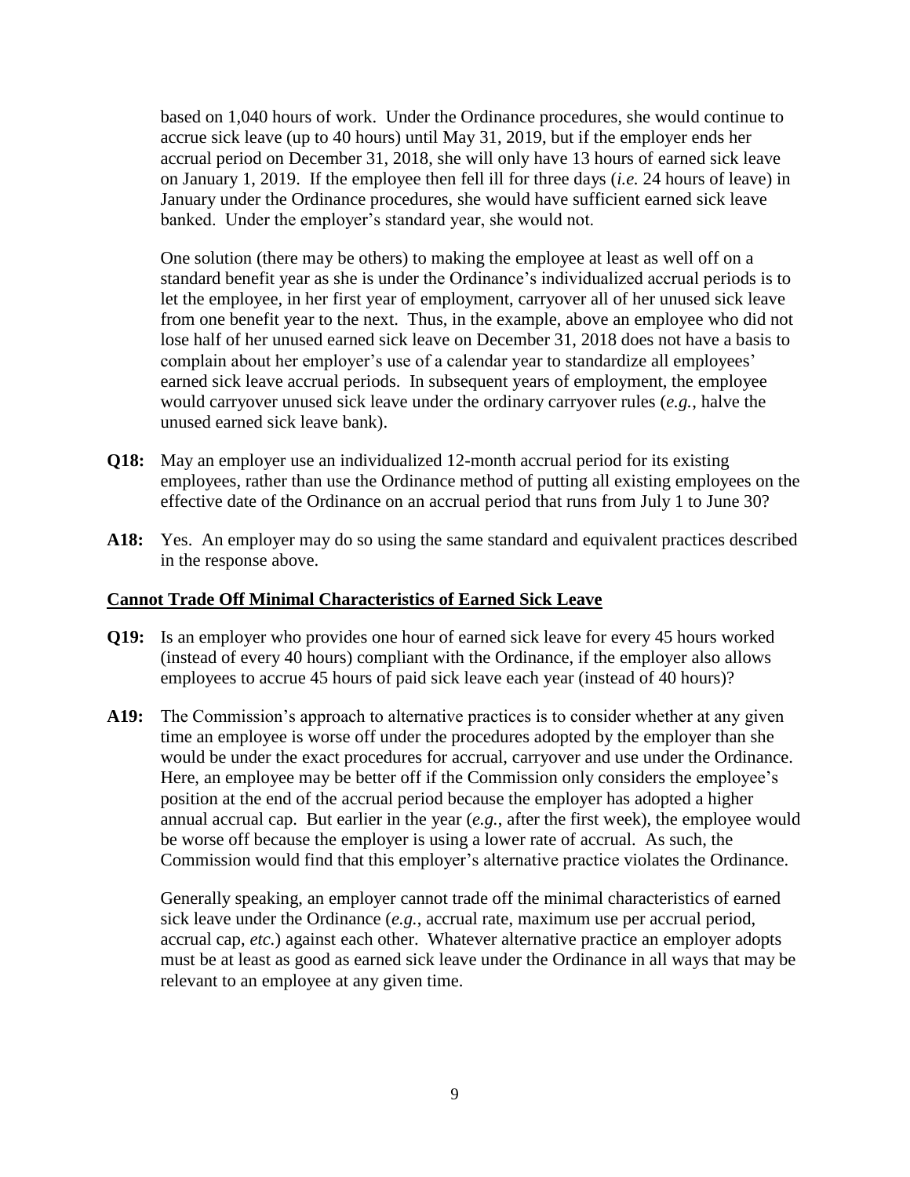based on 1,040 hours of work. Under the Ordinance procedures, she would continue to accrue sick leave (up to 40 hours) until May 31, 2019, but if the employer ends her accrual period on December 31, 2018, she will only have 13 hours of earned sick leave on January 1, 2019. If the employee then fell ill for three days (*i.e.* 24 hours of leave) in January under the Ordinance procedures, she would have sufficient earned sick leave banked. Under the employer's standard year, she would not.

One solution (there may be others) to making the employee at least as well off on a standard benefit year as she is under the Ordinance's individualized accrual periods is to let the employee, in her first year of employment, carryover all of her unused sick leave from one benefit year to the next. Thus, in the example, above an employee who did not lose half of her unused earned sick leave on December 31, 2018 does not have a basis to complain about her employer's use of a calendar year to standardize all employees' earned sick leave accrual periods. In subsequent years of employment, the employee would carryover unused sick leave under the ordinary carryover rules (*e.g.*, halve the unused earned sick leave bank).

**Q18:** May an employer use an individualized 12-month accrual period for its existing employees, rather than use the Ordinance method of putting all existing employees on the effective date of the Ordinance on an accrual period that runs from July 1 to June 30?

**A18:** Yes. An employer may do so using the same standard and equivalent practices described in the response above.

**Cannot Trade Off Minimal Characteristics of Earned Sick Leave**

**Q19:** Is an employer who provides one hour of earned sick leave for every 45 hours worked (instead of every 40 hours) compliant with the Ordinance, if the employer also allows employees to accrue 45 hours of paid sick leave each year (instead of 40 hours)?

**A19:** The Commission's approach to alternative practices is to consider whether at any given time an employee is worse off under the procedures adopted by the employer than she would be under the exact procedures for accrual, carryover and use under the Ordinance. Here, an employee may be better off if the Commission only considers the employee's position at the end of the accrual period because the employer has adopted a higher annual accrual cap. But earlier in the year (*e.g.*, after the first week), the employee would be worse off because the employer is using a lower rate of accrual. As such, the Commission would find that this employer's alternative practice violates the Ordinance.

Generally speaking, an employer cannot trade off the minimal characteristics of earned sick leave under the Ordinance (*e.g.*, accrual rate, maximum use per accrual period, accrual cap, *etc*.) against each other. Whatever alternative practice an employer adopts must be at least as good as earned sick leave under the Ordinance in all ways that may be relevant to an employee at any given time.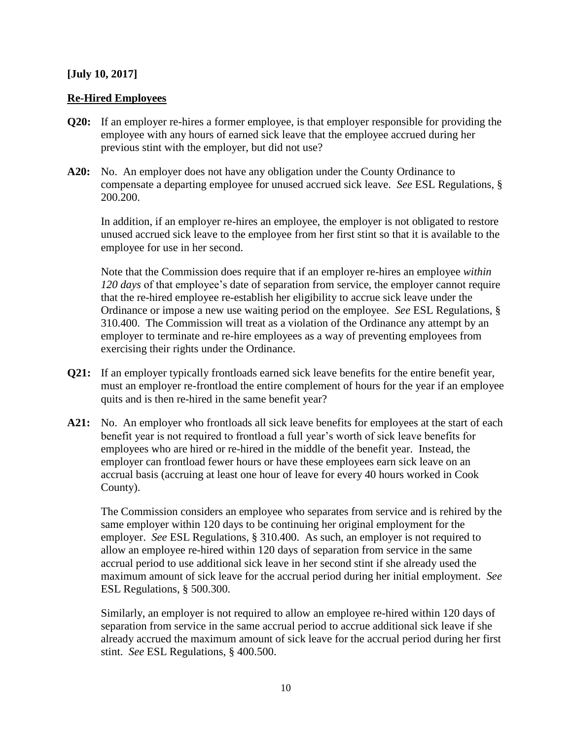**[July 10, 2017]**

**Re-Hired Employees**

**Q20:** If an employer re-hires a former employee, is that employer responsible for providing the employee with any hours of earned sick leave that the employee accrued during her previous stint with the employer, but did not use?

**A20:** No. An employer does not have any obligation under the County Ordinance to compensate a departing employee for unused accrued sick leave. *See* ESL Regulations, § 200.200.

In addition, if an employer re-hires an employee, the employer is not obligated to restore unused accrued sick leave to the employee from her first stint so that it is available to the employee for use in her second.

Note that the Commission does require that if an employer re-hires an employee *within 120 days* of that employee's date of separation from service, the employer cannot require that the re-hired employee re-establish her eligibility to accrue sick leave under the Ordinance or impose a new use waiting period on the employee. *See* ESL Regulations, § 310.400. The Commission will treat as a violation of the Ordinance any attempt by an employer to terminate and re-hire employees as a way of preventing employees from exercising their rights under the Ordinance.

**Q21:** If an employer typically frontloads earned sick leave benefits for the entire benefit year, must an employer re-frontload the entire complement of hours for the year if an employee quits and is then re-hired in the same benefit year?

**A21:** No. An employer who frontloads all sick leave benefits for employees at the start of each benefit year is not required to frontload a full year's worth of sick leave benefits for employees who are hired or re-hired in the middle of the benefit year. Instead, the employer can frontload fewer hours or have these employees earn sick leave on an accrual basis (accruing at least one hour of leave for every 40 hours worked in Cook County).

The Commission considers an employee who separates from service and is rehired by the same employer within 120 days to be continuing her original employment for the employer. *See* ESL Regulations, § 310.400. As such, an employer is not required to allow an employee re-hired within 120 days of separation from service in the same accrual period to use additional sick leave in her second stint if she already used the maximum amount of sick leave for the accrual period during her initial employment. *See* ESL Regulations, § 500.300.

Similarly, an employer is not required to allow an employee re-hired within 120 days of separation from service in the same accrual period to accrue additional sick leave if she already accrued the maximum amount of sick leave for the accrual period during her first stint. *See* ESL Regulations, § 400.500.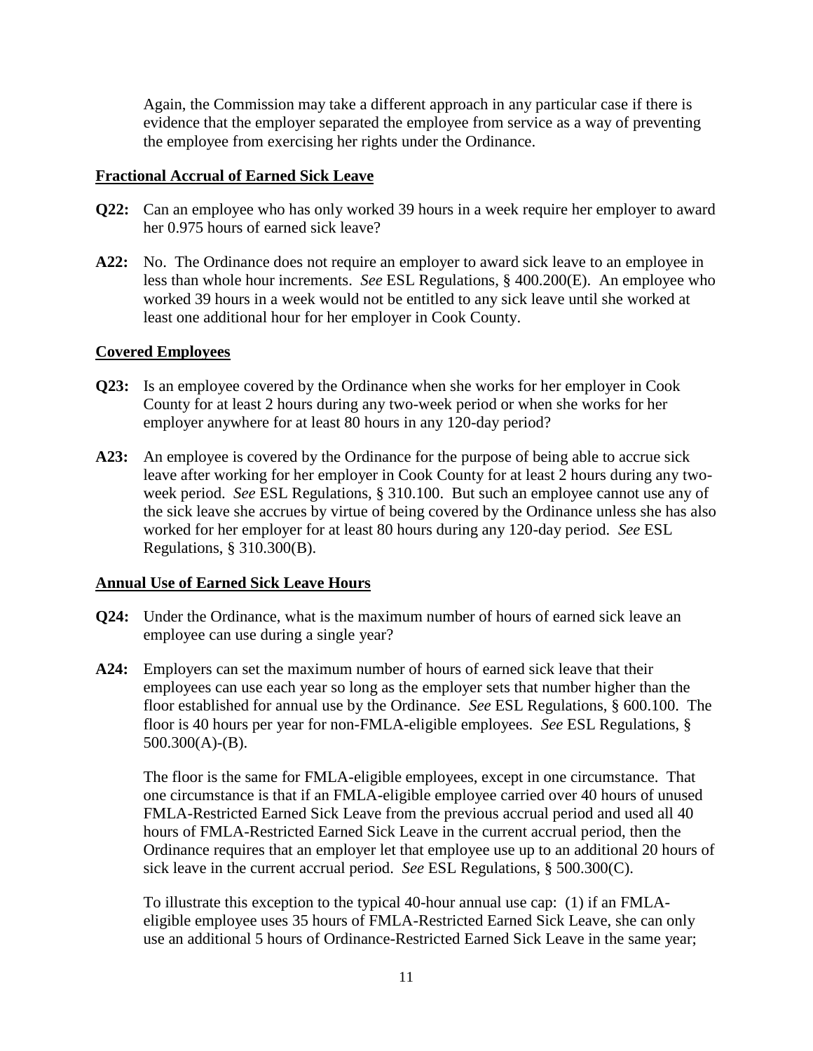Again, the Commission may take a different approach in any particular case if there is evidence that the employer separated the employee from service as a way of preventing the employee from exercising her rights under the Ordinance.

## Fractional Accrual of Earned Sick Leave

**Q22:** Can an employee who has only worked 39 hours in a week require her employer to award her 0.975 hours of earned sick leave?

**A22:** No. The Ordinance does not require an employer to award sick leave to an employee in less than whole hour increments. *See* ESL Regulations, § 400.200(E). An employee who worked 39 hours in a week would not be entitled to any sick leave until she worked at least one additional hour for her employer in Cook County.

## Covered Employees

**Q23:** Is an employee covered by the Ordinance when she works for her employer in Cook County for at least 2 hours during any two-week period or when she works for her employer anywhere for at least 80 hours in any 120-day period?

**A23:** An employee is covered by the Ordinance for the purpose of being able to accrue sick leave after working for her employer in Cook County for at least 2 hours during any two-week period. *See* ESL Regulations, § 310.100. But such an employee cannot use any of the sick leave she accrues by virtue of being covered by the Ordinance unless she has also worked for her employer for at least 80 hours during any 120-day period. *See* ESL Regulations, § 310.300(B).

## Annual Use of Earned Sick Leave Hours

**Q24:** Under the Ordinance, what is the maximum number of hours of earned sick leave an employee can use during a single year?

**A24:** Employers can set the maximum number of hours of earned sick leave that their employees can use each year so long as the employer sets that number higher than the floor established for annual use by the Ordinance. *See* ESL Regulations, § 600.100. The floor is 40 hours per year for non-FMLA-eligible employees. *See* ESL Regulations, § 500.300(A)-(B).

The floor is the same for FMLA-eligible employees, except in one circumstance. That one circumstance is that if an FMLA-eligible employee carried over 40 hours of unused FMLA-Restricted Earned Sick Leave from the previous accrual period and used all 40 hours of FMLA-Restricted Earned Sick Leave in the current accrual period, then the Ordinance requires that an employer let that employee use up to an additional 20 hours of sick leave in the current accrual period. *See* ESL Regulations, § 500.300(C).

To illustrate this exception to the typical 40-hour annual use cap: (1) if an FMLA-eligible employee uses 35 hours of FMLA-Restricted Earned Sick Leave, she can only use an additional 5 hours of Ordinance-Restricted Earned Sick Leave in the same year;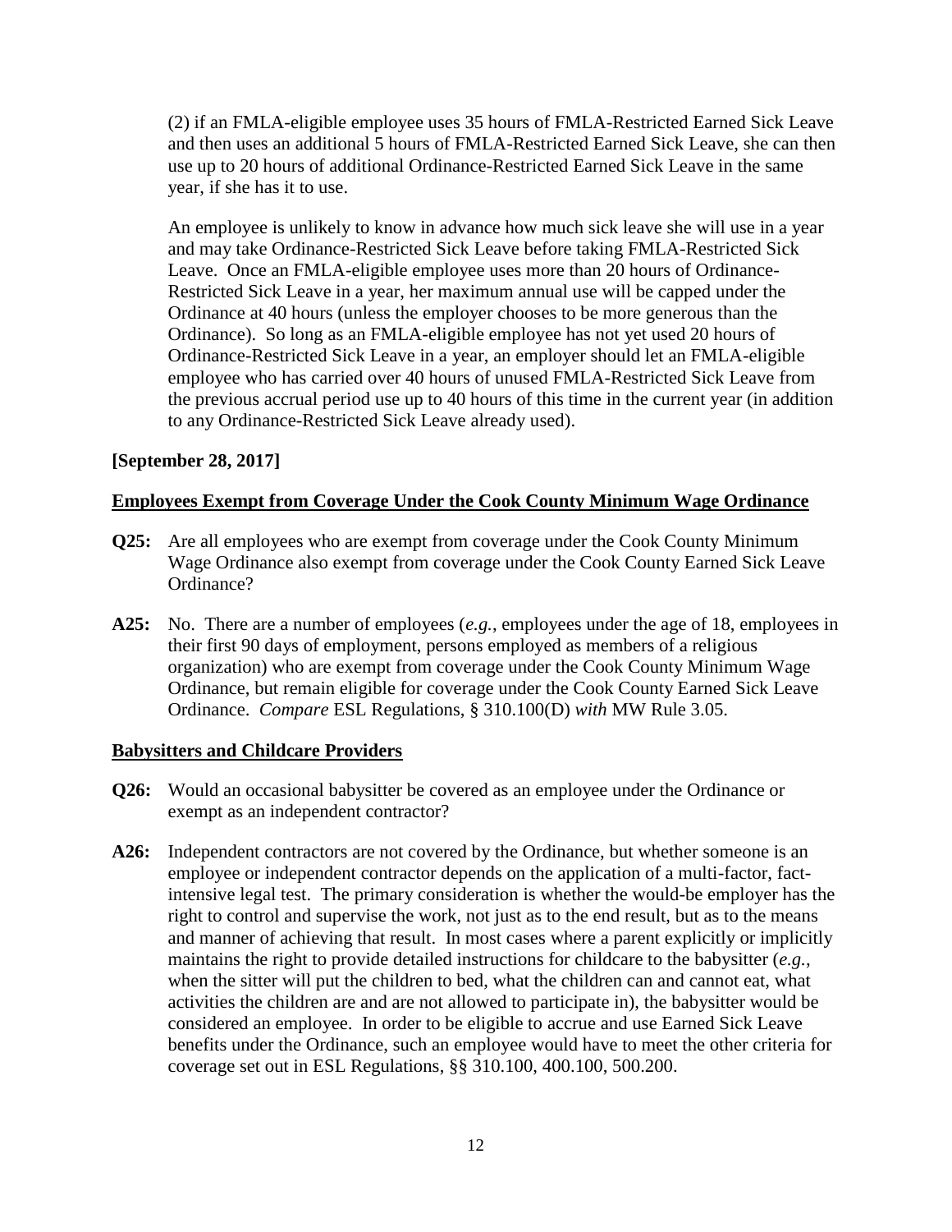(2) if an FMLA-eligible employee uses 35 hours of FMLA-Restricted Earned Sick Leave and then uses an additional 5 hours of FMLA-Restricted Earned Sick Leave, she can then use up to 20 hours of additional Ordinance-Restricted Earned Sick Leave in the same year, if she has it to use.

An employee is unlikely to know in advance how much sick leave she will use in a year and may take Ordinance-Restricted Sick Leave before taking FMLA-Restricted Sick Leave. Once an FMLA-eligible employee uses more than 20 hours of Ordinance-Restricted Sick Leave in a year, her maximum annual use will be capped under the Ordinance at 40 hours (unless the employer chooses to be more generous than the Ordinance). So long as an FMLA-eligible employee has not yet used 20 hours of Ordinance-Restricted Sick Leave in a year, an employer should let an FMLA-eligible employee who has carried over 40 hours of unused FMLA-Restricted Sick Leave from the previous accrual period use up to 40 hours of this time in the current year (in addition to any Ordinance-Restricted Sick Leave already used).

**[September 28, 2017]**

**Employees Exempt from Coverage Under the Cook County Minimum Wage Ordinance**

**Q25:** Are all employees who are exempt from coverage under the Cook County Minimum Wage Ordinance also exempt from coverage under the Cook County Earned Sick Leave Ordinance?

**A25:** No. There are a number of employees (*e.g.*, employees under the age of 18, employees in their first 90 days of employment, persons employed as members of a religious organization) who are exempt from coverage under the Cook County Minimum Wage Ordinance, but remain eligible for coverage under the Cook County Earned Sick Leave Ordinance. *Compare* ESL Regulations, § 310.100(D) *with* MW Rule 3.05.

**Babysitters and Childcare Providers**

**Q26:** Would an occasional babysitter be covered as an employee under the Ordinance or exempt as an independent contractor?

**A26:** Independent contractors are not covered by the Ordinance, but whether someone is an employee or independent contractor depends on the application of a multi-factor, fact-intensive legal test. The primary consideration is whether the would-be employer has the right to control and supervise the work, not just as to the end result, but as to the means and manner of achieving that result. In most cases where a parent explicitly or implicitly maintains the right to provide detailed instructions for childcare to the babysitter (*e.g.*, when the sitter will put the children to bed, what the children can and cannot eat, what activities the children are and are not allowed to participate in), the babysitter would be considered an employee. In order to be eligible to accrue and use Earned Sick Leave benefits under the Ordinance, such an employee would have to meet the other criteria for coverage set out in ESL Regulations, §§ 310.100, 400.100, 500.200.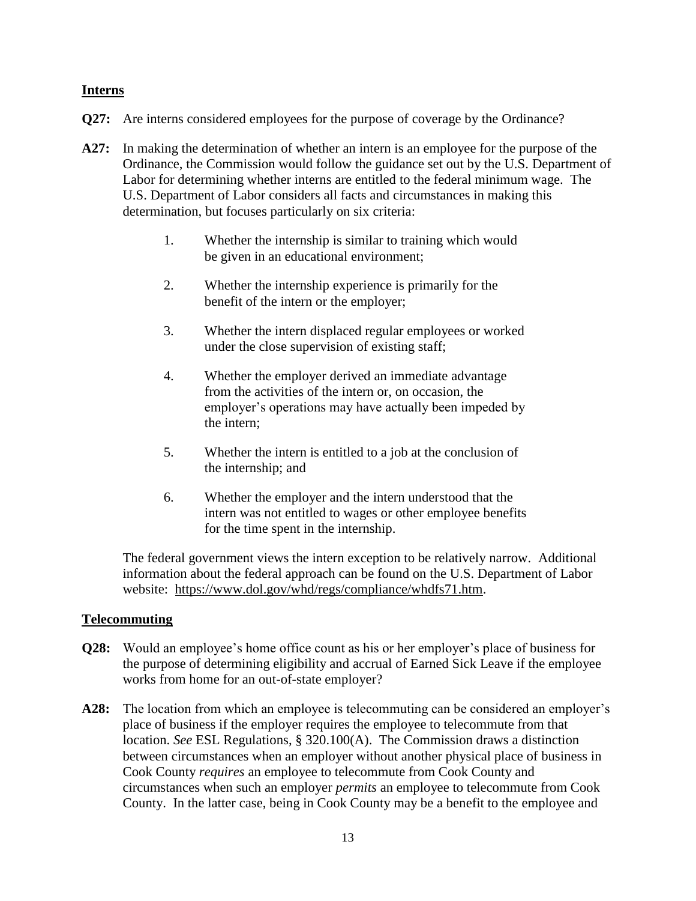## Interns

**Q27:** Are interns considered employees for the purpose of coverage by the Ordinance?

**A27:** In making the determination of whether an intern is an employee for the purpose of the Ordinance, the Commission would follow the guidance set out by the U.S. Department of Labor for determining whether interns are entitled to the federal minimum wage. The U.S. Department of Labor considers all facts and circumstances in making this determination, but focuses particularly on six criteria:

1. Whether the internship is similar to training which would be given in an educational environment;
2. Whether the internship experience is primarily for the benefit of the intern or the employer;
3. Whether the intern displaced regular employees or worked under the close supervision of existing staff;
4. Whether the employer derived an immediate advantage from the activities of the intern or, on occasion, the employer's operations may have actually been impeded by the intern;
5. Whether the intern is entitled to a job at the conclusion of the internship; and
6. Whether the employer and the intern understood that the intern was not entitled to wages or other employee benefits for the time spent in the internship.

The federal government views the intern exception to be relatively narrow. Additional information about the federal approach can be found on the U.S. Department of Labor website: https://www.dol.gov/whd/regs/compliance/whdfs71.htm.

## Telecommuting

**Q28:** Would an employee's home office count as his or her employer's place of business for the purpose of determining eligibility and accrual of Earned Sick Leave if the employee works from home for an out-of-state employer?

**A28:** The location from which an employee is telecommuting can be considered an employer's place of business if the employer requires the employee to telecommute from that location. *See* ESL Regulations, § 320.100(A). The Commission draws a distinction between circumstances when an employer without another physical place of business in Cook County *requires* an employee to telecommute from Cook County and circumstances when such an employer *permits* an employee to telecommute from Cook County. In the latter case, being in Cook County may be a benefit to the employee and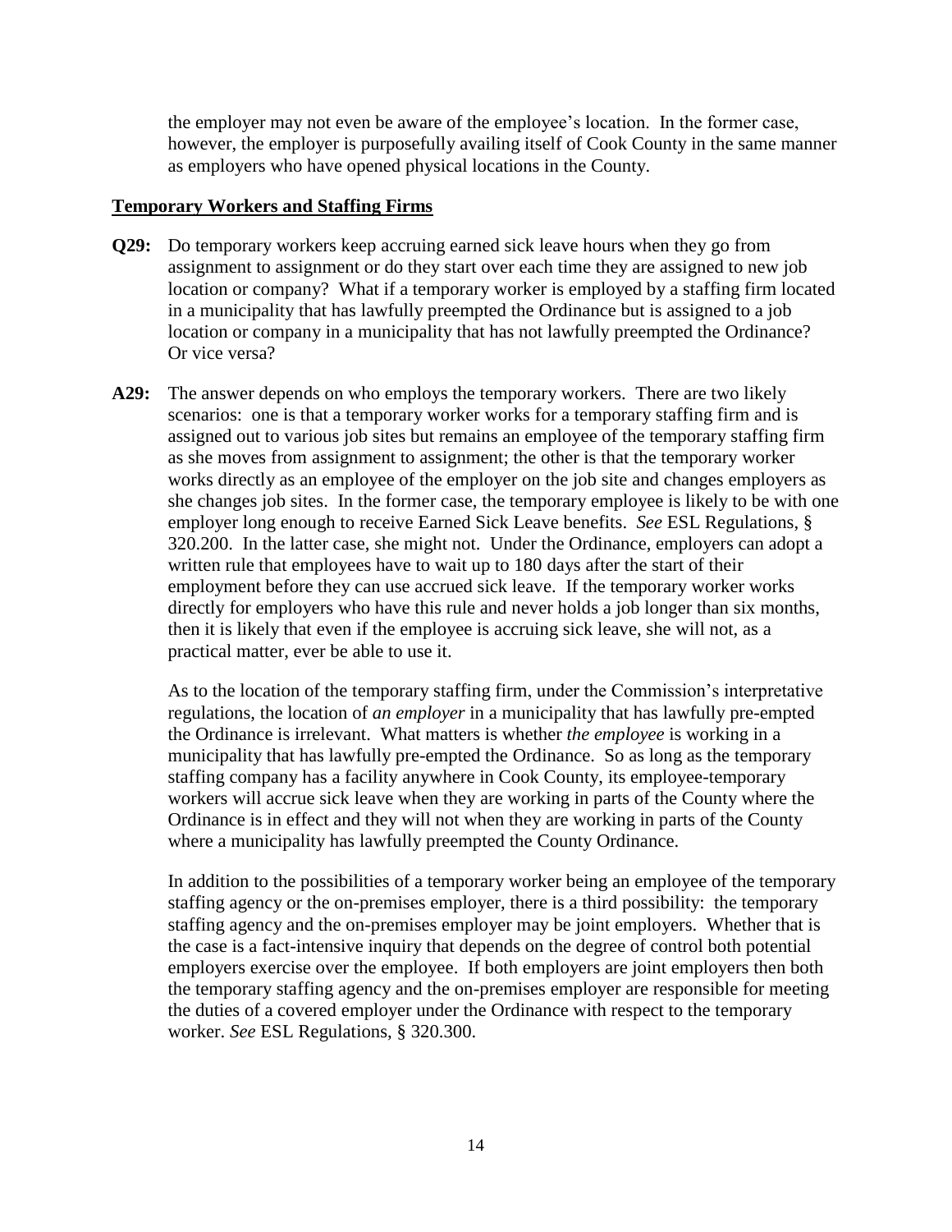the employer may not even be aware of the employee's location. In the former case, however, the employer is purposefully availing itself of Cook County in the same manner as employers who have opened physical locations in the County.

## Temporary Workers and Staffing Firms

**Q29:** Do temporary workers keep accruing earned sick leave hours when they go from assignment to assignment or do they start over each time they are assigned to new job location or company? What if a temporary worker is employed by a staffing firm located in a municipality that has lawfully preempted the Ordinance but is assigned to a job location or company in a municipality that has not lawfully preempted the Ordinance? Or vice versa?

**A29:** The answer depends on who employs the temporary workers. There are two likely scenarios: one is that a temporary worker works for a temporary staffing firm and is assigned out to various job sites but remains an employee of the temporary staffing firm as she moves from assignment to assignment; the other is that the temporary worker works directly as an employee of the employer on the job site and changes employers as she changes job sites. In the former case, the temporary employee is likely to be with one employer long enough to receive Earned Sick Leave benefits. *See* ESL Regulations, § 320.200. In the latter case, she might not. Under the Ordinance, employers can adopt a written rule that employees have to wait up to 180 days after the start of their employment before they can use accrued sick leave. If the temporary worker works directly for employers who have this rule and never holds a job longer than six months, then it is likely that even if the employee is accruing sick leave, she will not, as a practical matter, ever be able to use it.

As to the location of the temporary staffing firm, under the Commission's interpretative regulations, the location of *an employer* in a municipality that has lawfully pre-empted the Ordinance is irrelevant. What matters is whether *the employee* is working in a municipality that has lawfully pre-empted the Ordinance. So as long as the temporary staffing company has a facility anywhere in Cook County, its employee-temporary workers will accrue sick leave when they are working in parts of the County where the Ordinance is in effect and they will not when they are working in parts of the County where a municipality has lawfully preempted the County Ordinance.

In addition to the possibilities of a temporary worker being an employee of the temporary staffing agency or the on-premises employer, there is a third possibility: the temporary staffing agency and the on-premises employer may be joint employers. Whether that is the case is a fact-intensive inquiry that depends on the degree of control both potential employers exercise over the employee. If both employers are joint employers then both the temporary staffing agency and the on-premises employer are responsible for meeting the duties of a covered employer under the Ordinance with respect to the temporary worker. *See* ESL Regulations, § 320.300.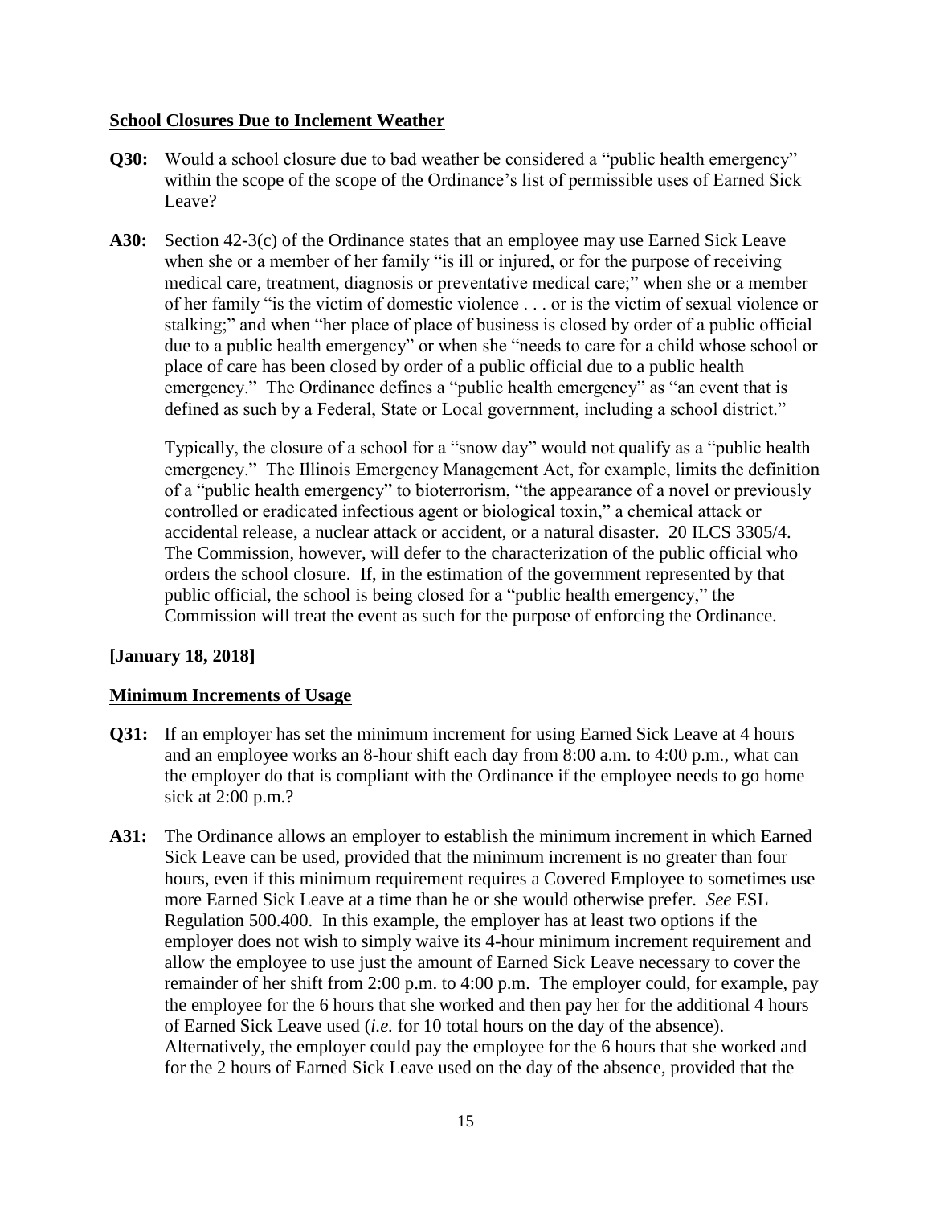## School Closures Due to Inclement Weather

**Q30:** Would a school closure due to bad weather be considered a "public health emergency" within the scope of the scope of the Ordinance's list of permissible uses of Earned Sick Leave?

**A30:** Section 42-3(c) of the Ordinance states that an employee may use Earned Sick Leave when she or a member of her family "is ill or injured, or for the purpose of receiving medical care, treatment, diagnosis or preventative medical care;" when she or a member of her family "is the victim of domestic violence . . . or is the victim of sexual violence or stalking;" and when "her place of place of business is closed by order of a public official due to a public health emergency" or when she "needs to care for a child whose school or place of care has been closed by order of a public official due to a public health emergency." The Ordinance defines a "public health emergency" as "an event that is defined as such by a Federal, State or Local government, including a school district."

Typically, the closure of a school for a "snow day" would not qualify as a "public health emergency." The Illinois Emergency Management Act, for example, limits the definition of a "public health emergency" to bioterrorism, "the appearance of a novel or previously controlled or eradicated infectious agent or biological toxin," a chemical attack or accidental release, a nuclear attack or accident, or a natural disaster. 20 ILCS 3305/4. The Commission, however, will defer to the characterization of the public official who orders the school closure. If, in the estimation of the government represented by that public official, the school is being closed for a "public health emergency," the Commission will treat the event as such for the purpose of enforcing the Ordinance.

**[January 18, 2018]**

## Minimum Increments of Usage

**Q31:** If an employer has set the minimum increment for using Earned Sick Leave at 4 hours and an employee works an 8-hour shift each day from 8:00 a.m. to 4:00 p.m., what can the employer do that is compliant with the Ordinance if the employee needs to go home sick at 2:00 p.m.?

**A31:** The Ordinance allows an employer to establish the minimum increment in which Earned Sick Leave can be used, provided that the minimum increment is no greater than four hours, even if this minimum requirement requires a Covered Employee to sometimes use more Earned Sick Leave at a time than he or she would otherwise prefer. *See* ESL Regulation 500.400. In this example, the employer has at least two options if the employer does not wish to simply waive its 4-hour minimum increment requirement and allow the employee to use just the amount of Earned Sick Leave necessary to cover the remainder of her shift from 2:00 p.m. to 4:00 p.m. The employer could, for example, pay the employee for the 6 hours that she worked and then pay her for the additional 4 hours of Earned Sick Leave used (*i.e.* for 10 total hours on the day of the absence). Alternatively, the employer could pay the employee for the 6 hours that she worked and for the 2 hours of Earned Sick Leave used on the day of the absence, provided that the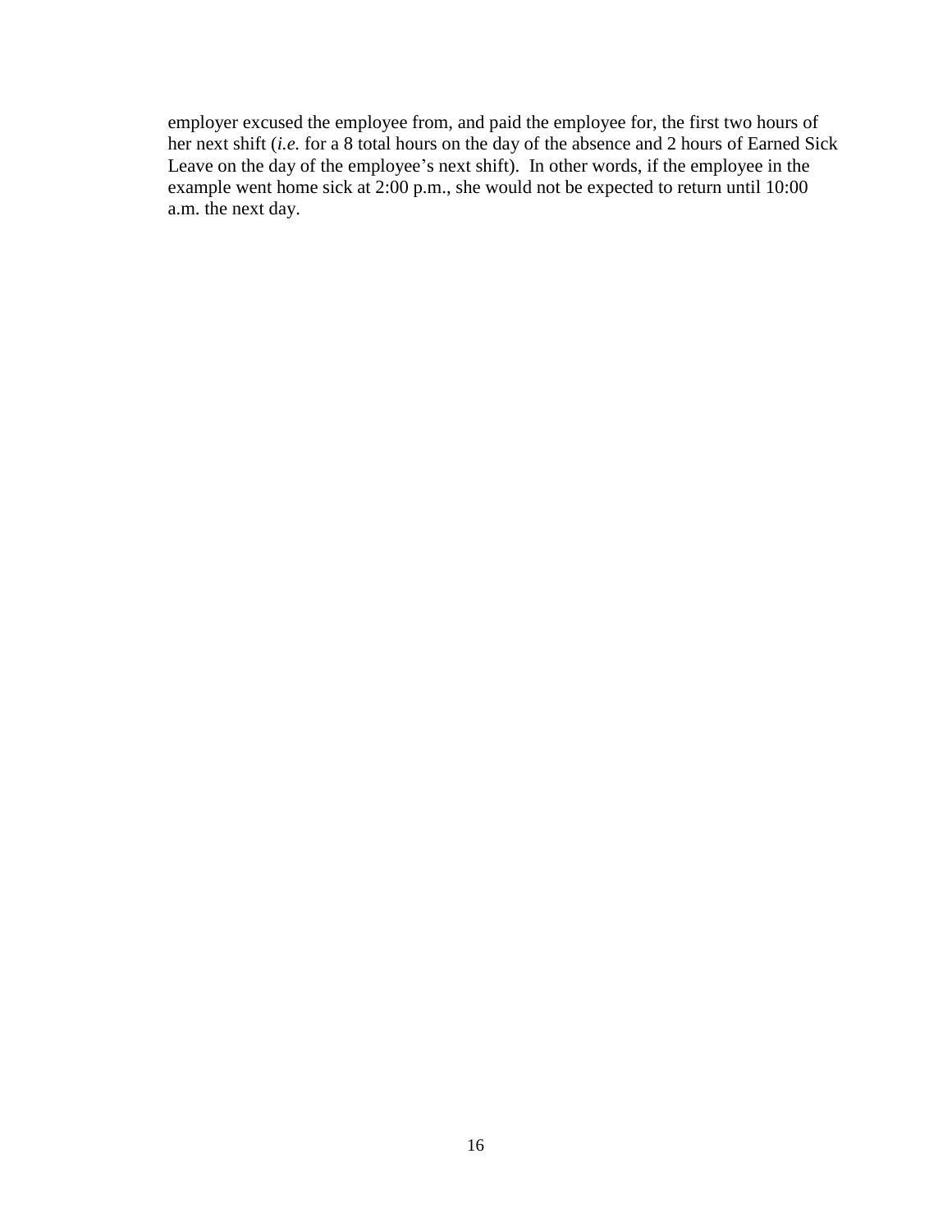employer excused the employee from, and paid the employee for, the first two hours of her next shift (*i.e.* for a 8 total hours on the day of the absence and 2 hours of Earned Sick Leave on the day of the employee's next shift). In other words, if the employee in the example went home sick at 2:00 p.m., she would not be expected to return until 10:00 a.m. the next day.